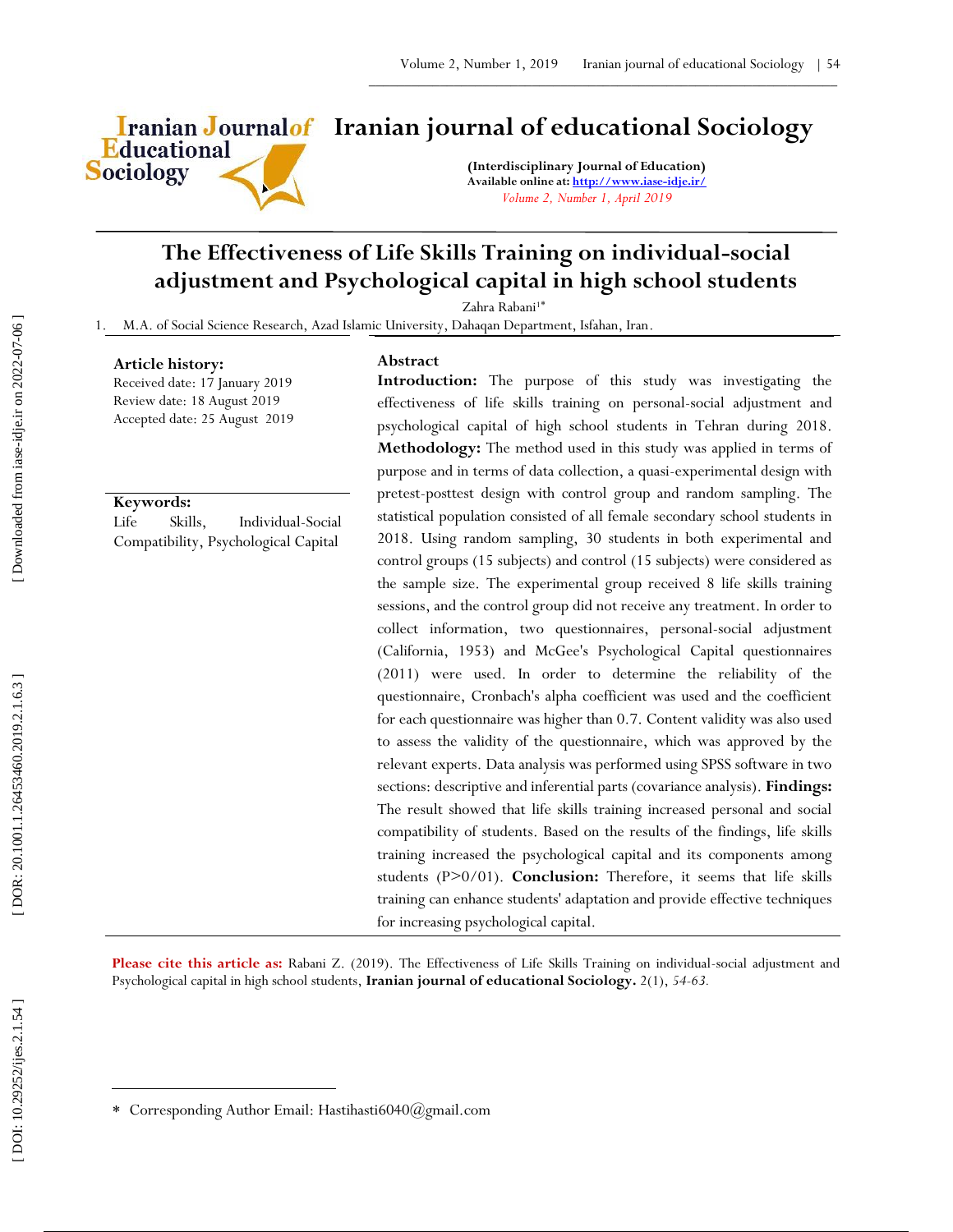# Iranian journal of educational Sociology

**(Interdisciplinary Journal of Education)**
**Available online at: http://www.iase-idje.ir/**
*Volume 2, Number 1, April 2019*

## The Effectiveness of Life Skills Training on individual-social adjustment and Psychological capital in high school students

Zahra Rabani[1*]

1. M.A. of Social Science Research, Azad Islamic University, Dahaqan Department, Isfahan, Iran.

**Article history:**
Received date: 17 January 2019
Review date: 18 August 2019
Accepted date: 25 August 2019

**Keywords:**
Life Skills, Individual-Social Compatibility, Psychological Capital

**Abstract**

**Introduction:** The purpose of this study was investigating the effectiveness of life skills training on personal-social adjustment and psychological capital of high school students in Tehran during 2018. **Methodology:** The method used in this study was applied in terms of purpose and in terms of data collection, a quasi-experimental design with pretest-posttest design with control group and random sampling. The statistical population consisted of all female secondary school students in 2018. Using random sampling, 30 students in both experimental and control groups (15 subjects) and control (15 subjects) were considered as the sample size. The experimental group received 8 life skills training sessions, and the control group did not receive any treatment. In order to collect information, two questionnaires, personal-social adjustment (California, 1953) and McGee's Psychological Capital questionnaires (2011) were used. In order to determine the reliability of the questionnaire, Cronbach's alpha coefficient was used and the coefficient for each questionnaire was higher than 0.7. Content validity was also used to assess the validity of the questionnaire, which was approved by the relevant experts. Data analysis was performed using SPSS software in two sections: descriptive and inferential parts (covariance analysis). **Findings:** The result showed that life skills training increased personal and social compatibility of students. Based on the results of the findings, life skills training increased the psychological capital and its components among students (P>0/01). **Conclusion:** Therefore, it seems that life skills training can enhance students' adaptation and provide effective techniques for increasing psychological capital.

**Please cite this article as:** Rabani Z. (2019). The Effectiveness of Life Skills Training on individual-social adjustment and Psychological capital in high school students, **Iranian journal of educational Sociology.** 2(1), *54-63.*

---

* Corresponding Author Email: Hastihasti6040@gmail.com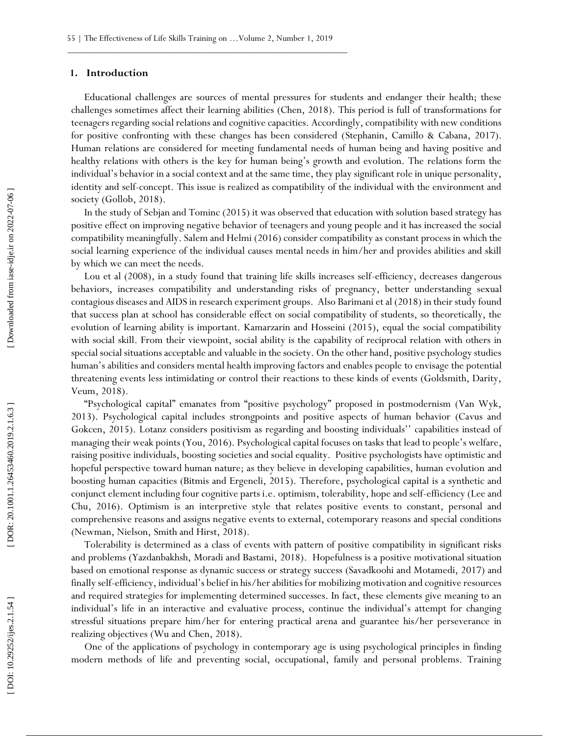## 1. Introduction

Educational challenges are sources of mental pressures for students and endanger their health; these challenges sometimes affect their learning abilities (Chen, 2018). This period is full of transformations for teenagers regarding social relations and cognitive capacities. Accordingly, compatibility with new conditions for positive confronting with these changes has been considered (Stephanin, Camillo & Cabana, 2017). Human relations are considered for meeting fundamental needs of human being and having positive and healthy relations with others is the key for human being's growth and evolution. The relations form the individual's behavior in a social context and at the same time, they play significant role in unique personality, identity and self-concept. This issue is realized as compatibility of the individual with the environment and society (Gollob, 2018).

In the study of Sebjan and Tominc (2015) it was observed that education with solution based strategy has positive effect on improving negative behavior of teenagers and young people and it has increased the social compatibility meaningfully. Salem and Helmi (2016) consider compatibility as constant process in which the social learning experience of the individual causes mental needs in him/her and provides abilities and skill by which we can meet the needs.

Lou et al (2008), in a study found that training life skills increases self-efficiency, decreases dangerous behaviors, increases compatibility and understanding risks of pregnancy, better understanding sexual contagious diseases and AIDS in research experiment groups. Also Barimani et al (2018) in their study found that success plan at school has considerable effect on social compatibility of students, so theoretically, the evolution of learning ability is important. Kamarzarin and Hosseini (2015), equal the social compatibility with social skill. From their viewpoint, social ability is the capability of reciprocal relation with others in special social situations acceptable and valuable in the society. On the other hand, positive psychology studies human's abilities and considers mental health improving factors and enables people to envisage the potential threatening events less intimidating or control their reactions to these kinds of events (Goldsmith, Darity, Veum, 2018).

"Psychological capital" emanates from "positive psychology" proposed in postmodernism (Van Wyk, 2013). Psychological capital includes strongpoints and positive aspects of human behavior (Cavus and Gokcen, 2015). Lotanz considers positivism as regarding and boosting individuals'' capabilities instead of managing their weak points (You, 2016). Psychological capital focuses on tasks that lead to people's welfare, raising positive individuals, boosting societies and social equality. Positive psychologists have optimistic and hopeful perspective toward human nature; as they believe in developing capabilities, human evolution and boosting human capacities (Bitmis and Ergeneli, 2015). Therefore, psychological capital is a synthetic and conjunct element including four cognitive parts i.e. optimism, tolerability, hope and self-efficiency (Lee and Chu, 2016). Optimism is an interpretive style that relates positive events to constant, personal and comprehensive reasons and assigns negative events to external, cotemporary reasons and special conditions (Newman, Nielson, Smith and Hirst, 2018).

Tolerability is determined as a class of events with pattern of positive compatibility in significant risks and problems (Yazdanbakhsh, Moradi and Bastami, 2018). Hopefulness is a positive motivational situation based on emotional response as dynamic success or strategy success (Savadkoohi and Motamedi, 2017) and finally self-efficiency, individual's belief in his/her abilities for mobilizing motivation and cognitive resources and required strategies for implementing determined successes. In fact, these elements give meaning to an individual's life in an interactive and evaluative process, continue the individual's attempt for changing stressful situations prepare him/her for entering practical arena and guarantee his/her perseverance in realizing objectives (Wu and Chen, 2018).

One of the applications of psychology in contemporary age is using psychological principles in finding modern methods of life and preventing social, occupational, family and personal problems. Training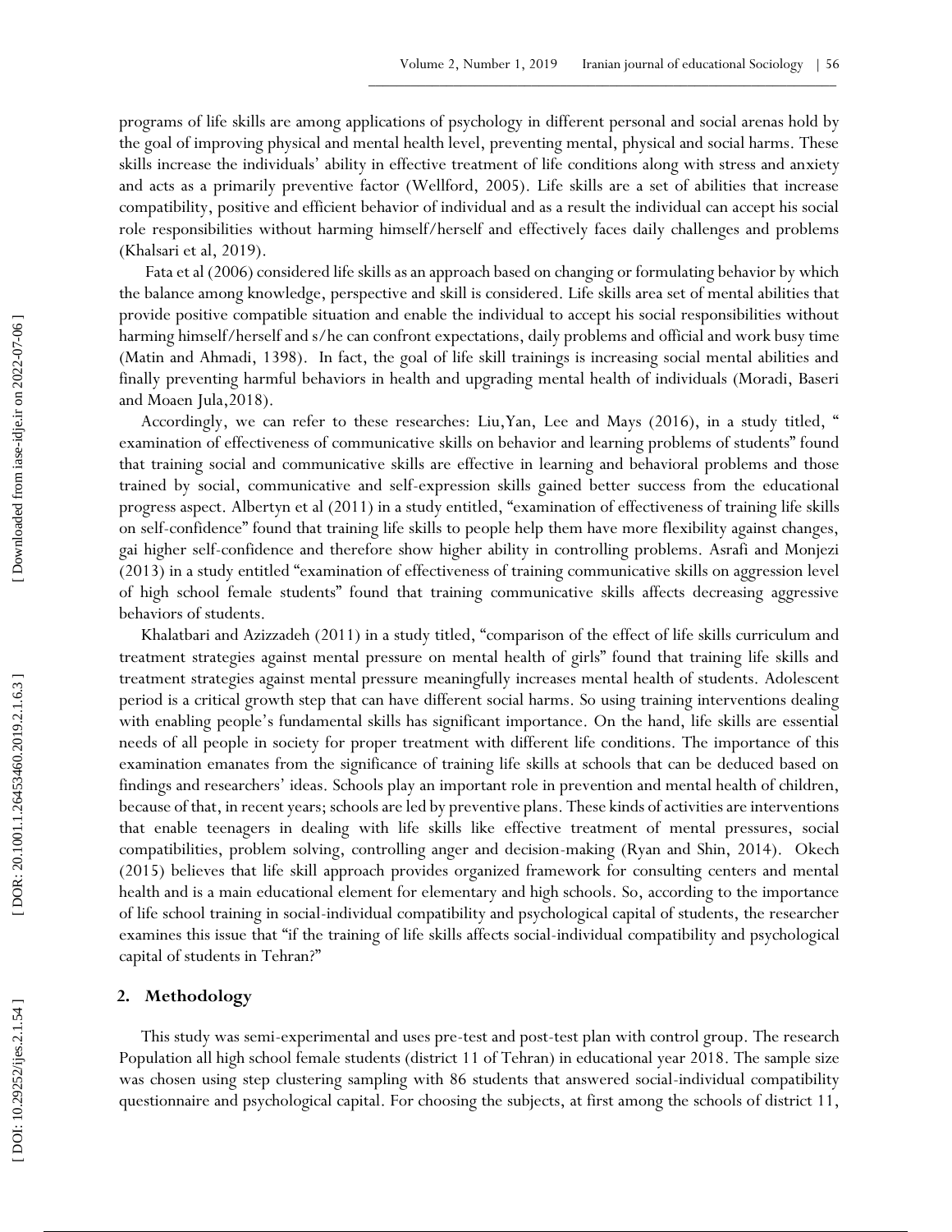programs of life skills are among applications of psychology in different personal and social arenas hold by the goal of improving physical and mental health level, preventing mental, physical and social harms. These skills increase the individuals' ability in effective treatment of life conditions along with stress and anxiety and acts as a primarily preventive factor (Wellford, 2005). Life skills are a set of abilities that increase compatibility, positive and efficient behavior of individual and as a result the individual can accept his social role responsibilities without harming himself/herself and effectively faces daily challenges and problems (Khalsari et al, 2019).

Fata et al (2006) considered life skills as an approach based on changing or formulating behavior by which the balance among knowledge, perspective and skill is considered. Life skills area set of mental abilities that provide positive compatible situation and enable the individual to accept his social responsibilities without harming himself/herself and s/he can confront expectations, daily problems and official and work busy time (Matin and Ahmadi, 1398). In fact, the goal of life skill trainings is increasing social mental abilities and finally preventing harmful behaviors in health and upgrading mental health of individuals (Moradi, Baseri and Moaen Jula,2018).

Accordingly, we can refer to these researches: Liu,Yan, Lee and Mays (2016), in a study titled, " examination of effectiveness of communicative skills on behavior and learning problems of students" found that training social and communicative skills are effective in learning and behavioral problems and those trained by social, communicative and self-expression skills gained better success from the educational progress aspect. Albertyn et al (2011) in a study entitled, "examination of effectiveness of training life skills on self-confidence" found that training life skills to people help them have more flexibility against changes, gai higher self-confidence and therefore show higher ability in controlling problems. Asrafi and Monjezi (2013) in a study entitled "examination of effectiveness of training communicative skills on aggression level of high school female students" found that training communicative skills affects decreasing aggressive behaviors of students.

Khalatbari and Azizzadeh (2011) in a study titled, "comparison of the effect of life skills curriculum and treatment strategies against mental pressure on mental health of girls" found that training life skills and treatment strategies against mental pressure meaningfully increases mental health of students. Adolescent period is a critical growth step that can have different social harms. So using training interventions dealing with enabling people's fundamental skills has significant importance. On the hand, life skills are essential needs of all people in society for proper treatment with different life conditions. The importance of this examination emanates from the significance of training life skills at schools that can be deduced based on findings and researchers' ideas. Schools play an important role in prevention and mental health of children, because of that, in recent years; schools are led by preventive plans. These kinds of activities are interventions that enable teenagers in dealing with life skills like effective treatment of mental pressures, social compatibilities, problem solving, controlling anger and decision-making (Ryan and Shin, 2014). Okech (2015) believes that life skill approach provides organized framework for consulting centers and mental health and is a main educational element for elementary and high schools. So, according to the importance of life school training in social-individual compatibility and psychological capital of students, the researcher examines this issue that "if the training of life skills affects social-individual compatibility and psychological capital of students in Tehran?"

## 2. Methodology

This study was semi-experimental and uses pre-test and post-test plan with control group. The research Population all high school female students (district 11 of Tehran) in educational year 2018. The sample size was chosen using step clustering sampling with 86 students that answered social-individual compatibility questionnaire and psychological capital. For choosing the subjects, at first among the schools of district 11,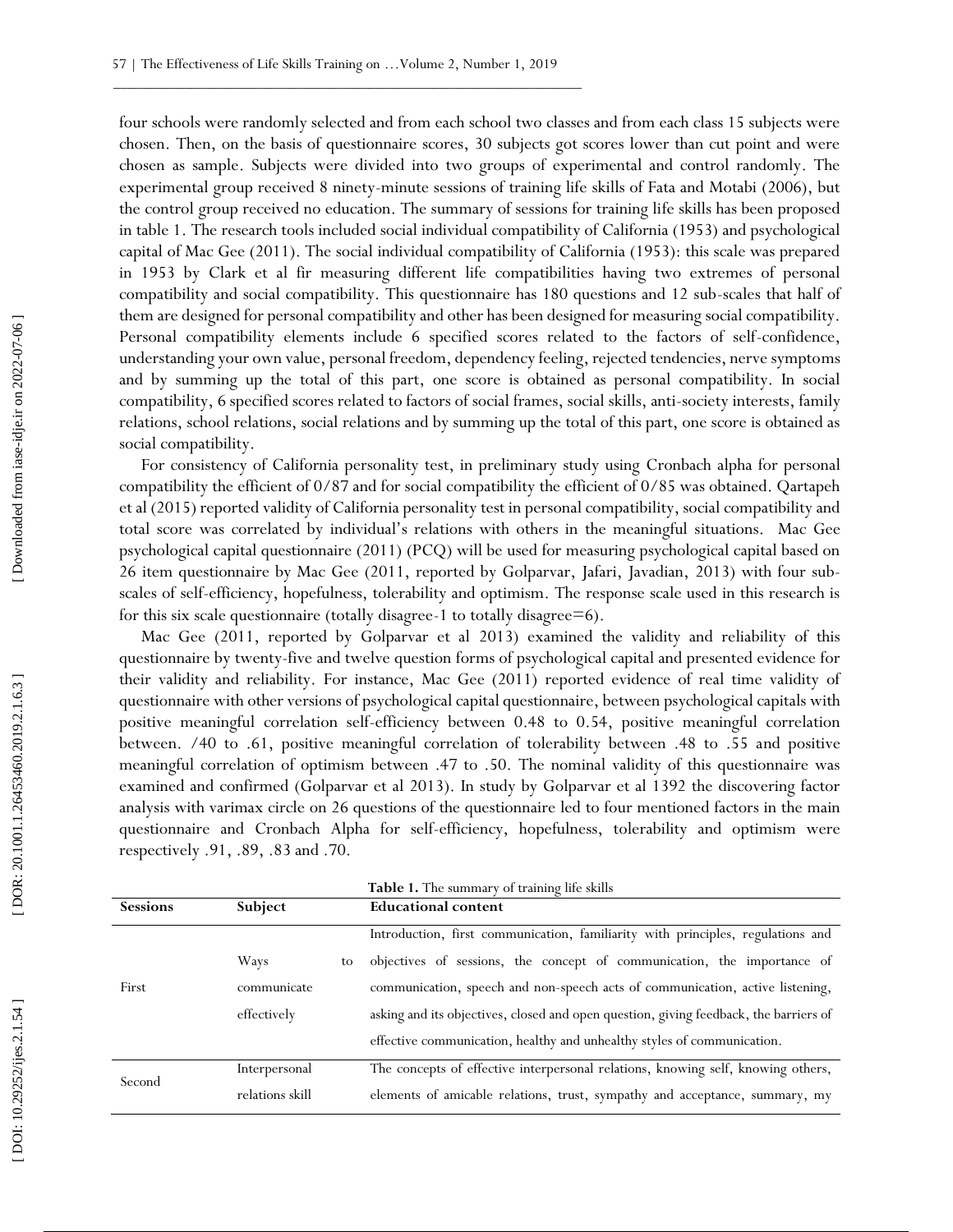four schools were randomly selected and from each school two classes and from each class 15 subjects were chosen. Then, on the basis of questionnaire scores, 30 subjects got scores lower than cut point and were chosen as sample. Subjects were divided into two groups of experimental and control randomly. The experimental group received 8 ninety-minute sessions of training life skills of Fata and Motabi (2006), but the control group received no education. The summary of sessions for training life skills has been proposed in table 1. The research tools included social individual compatibility of California (1953) and psychological capital of Mac Gee (2011). The social individual compatibility of California (1953): this scale was prepared in 1953 by Clark et al fir measuring different life compatibilities having two extremes of personal compatibility and social compatibility. This questionnaire has 180 questions and 12 sub-scales that half of them are designed for personal compatibility and other has been designed for measuring social compatibility. Personal compatibility elements include 6 specified scores related to the factors of self-confidence, understanding your own value, personal freedom, dependency feeling, rejected tendencies, nerve symptoms and by summing up the total of this part, one score is obtained as personal compatibility. In social compatibility, 6 specified scores related to factors of social frames, social skills, anti-society interests, family relations, school relations, social relations and by summing up the total of this part, one score is obtained as social compatibility.

For consistency of California personality test, in preliminary study using Cronbach alpha for personal compatibility the efficient of 0/87 and for social compatibility the efficient of 0/85 was obtained. Qartapeh et al (2015) reported validity of California personality test in personal compatibility, social compatibility and total score was correlated by individual's relations with others in the meaningful situations. Mac Gee psychological capital questionnaire (2011) (PCQ) will be used for measuring psychological capital based on 26 item questionnaire by Mac Gee (2011, reported by Golparvar, Jafari, Javadian, 2013) with four sub-scales of self-efficiency, hopefulness, tolerability and optimism. The response scale used in this research is for this six scale questionnaire (totally disagree-1 to totally disagree=6).

Mac Gee (2011, reported by Golparvar et al 2013) examined the validity and reliability of this questionnaire by twenty-five and twelve question forms of psychological capital and presented evidence for their validity and reliability. For instance, Mac Gee (2011) reported evidence of real time validity of questionnaire with other versions of psychological capital questionnaire, between psychological capitals with positive meaningful correlation self-efficiency between 0.48 to 0.54, positive meaningful correlation between. /40 to .61, positive meaningful correlation of tolerability between .48 to .55 and positive meaningful correlation of optimism between .47 to .50. The nominal validity of this questionnaire was examined and confirmed (Golparvar et al 2013). In study by Golparvar et al 1392 the discovering factor analysis with varimax circle on 26 questions of the questionnaire led to four mentioned factors in the main questionnaire and Cronbach Alpha for self-efficiency, hopefulness, tolerability and optimism were respectively .91, .89, .83 and .70.

**Table 1.** The summary of training life skills

| Sessions | Subject | Educational content |
|---|---|---|
| First | Ways to communicate effectively | Introduction, first communication, familiarity with principles, regulations and objectives of sessions, the concept of communication, the importance of communication, speech and non-speech acts of communication, active listening, asking and its objectives, closed and open question, giving feedback, the barriers of effective communication, healthy and unhealthy styles of communication. |
| Second | Interpersonal relations skill | The concepts of effective interpersonal relations, knowing self, knowing others, elements of amicable relations, trust, sympathy and acceptance, summary, my |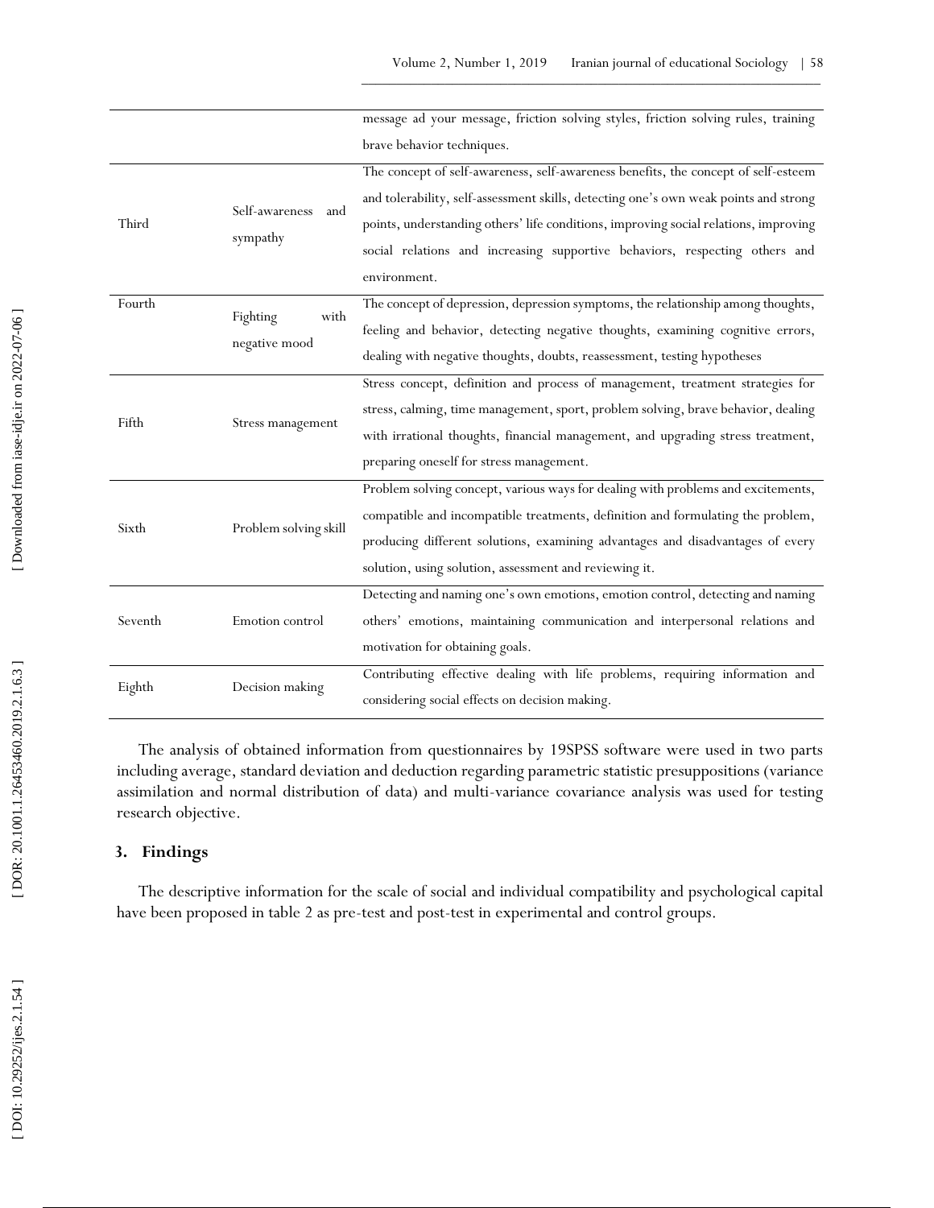| | | |
|---|---|---|
| | | message ad your message, friction solving styles, friction solving rules, training brave behavior techniques. |
| Third | Self-awareness and sympathy | The concept of self-awareness, self-awareness benefits, the concept of self-esteem and tolerability, self-assessment skills, detecting one's own weak points and strong points, understanding others' life conditions, improving social relations, improving social relations and increasing supportive behaviors, respecting others and environment. |
| Fourth | Fighting with negative mood | The concept of depression, depression symptoms, the relationship among thoughts, feeling and behavior, detecting negative thoughts, examining cognitive errors, dealing with negative thoughts, doubts, reassessment, testing hypotheses |
| Fifth | Stress management | Stress concept, definition and process of management, treatment strategies for stress, calming, time management, sport, problem solving, brave behavior, dealing with irrational thoughts, financial management, and upgrading stress treatment, preparing oneself for stress management. |
| Sixth | Problem solving skill | Problem solving concept, various ways for dealing with problems and excitements, compatible and incompatible treatments, definition and formulating the problem, producing different solutions, examining advantages and disadvantages of every solution, using solution, assessment and reviewing it. |
| Seventh | Emotion control | Detecting and naming one's own emotions, emotion control, detecting and naming others' emotions, maintaining communication and interpersonal relations and motivation for obtaining goals. |
| Eighth | Decision making | Contributing effective dealing with life problems, requiring information and considering social effects on decision making. |

The analysis of obtained information from questionnaires by 19SPSS software were used in two parts including average, standard deviation and deduction regarding parametric statistic presuppositions (variance assimilation and normal distribution of data) and multi-variance covariance analysis was used for testing research objective.

## 3. Findings

The descriptive information for the scale of social and individual compatibility and psychological capital have been proposed in table 2 as pre-test and post-test in experimental and control groups.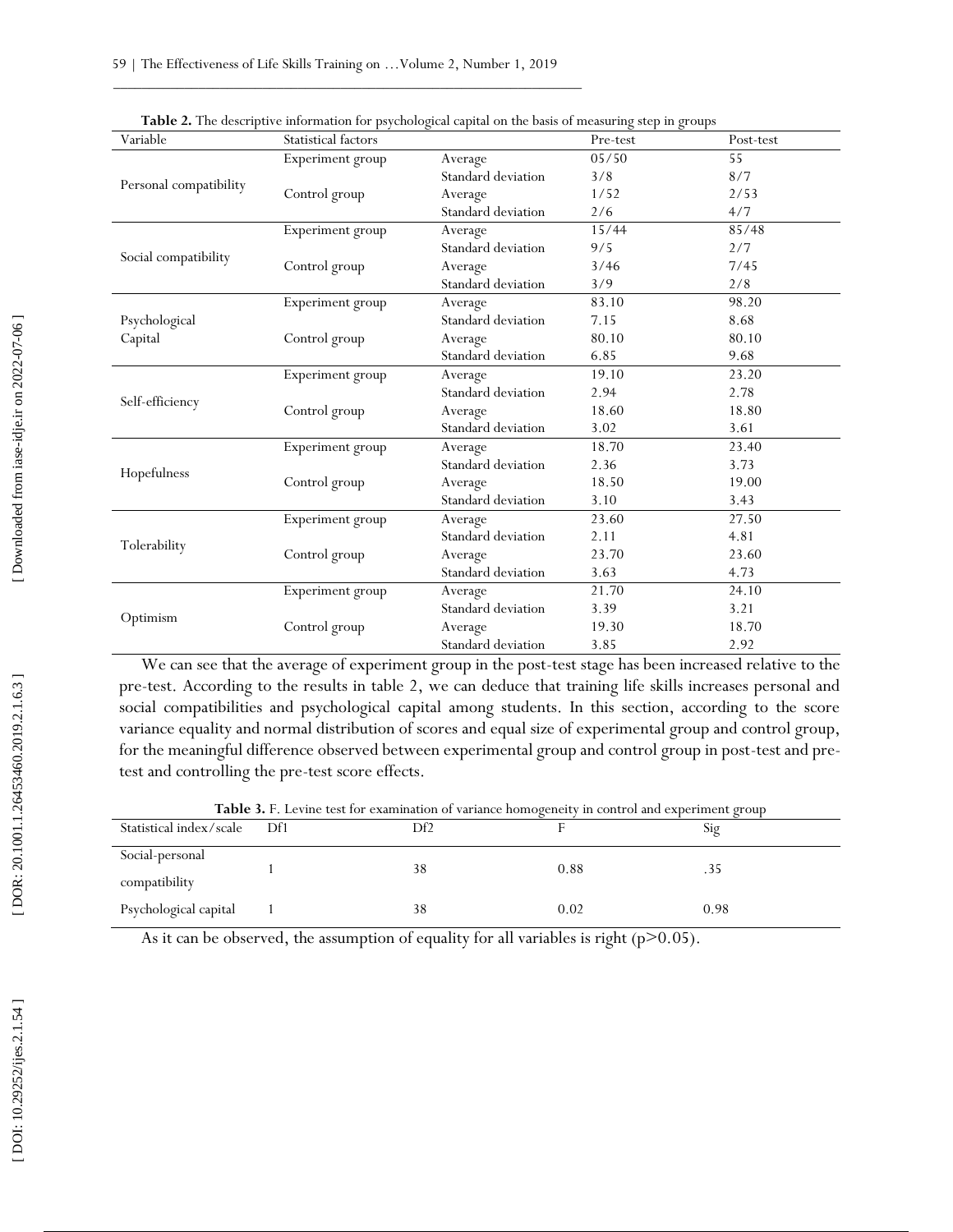**Table 2.** The descriptive information for psychological capital on the basis of measuring step in groups

| Variable | Statistical factors | | Pre-test | Post-test |
|---|---|---|---|---|
| Personal compatibility | Experiment group | Average | 05/50 | 55 |
| | | Standard deviation | 3/8 | 8/7 |
| | Control group | Average | 1/52 | 2/53 |
| | | Standard deviation | 2/6 | 4/7 |
| Social compatibility | Experiment group | Average | 15/44 | 85/48 |
| | | Standard deviation | 9/5 | 2/7 |
| | Control group | Average | 3/46 | 7/45 |
| | | Standard deviation | 3/9 | 2/8 |
| Psychological Capital | Experiment group | Average | 83.10 | 98.20 |
| | | Standard deviation | 7.15 | 8.68 |
| | Control group | Average | 80.10 | 80.10 |
| | | Standard deviation | 6.85 | 9.68 |
| Self-efficiency | Experiment group | Average | 19.10 | 23.20 |
| | | Standard deviation | 2.94 | 2.78 |
| | Control group | Average | 18.60 | 18.80 |
| | | Standard deviation | 3.02 | 3.61 |
| Hopefulness | Experiment group | Average | 18.70 | 23.40 |
| | | Standard deviation | 2.36 | 3.73 |
| | Control group | Average | 18.50 | 19.00 |
| | | Standard deviation | 3.10 | 3.43 |
| Tolerability | Experiment group | Average | 23.60 | 27.50 |
| | | Standard deviation | 2.11 | 4.81 |
| | Control group | Average | 23.70 | 23.60 |
| | | Standard deviation | 3.63 | 4.73 |
| Optimism | Experiment group | Average | 21.70 | 24.10 |
| | | Standard deviation | 3.39 | 3.21 |
| | Control group | Average | 19.30 | 18.70 |
| | | Standard deviation | 3.85 | 2.92 |

We can see that the average of experiment group in the post-test stage has been increased relative to the pre-test. According to the results in table 2, we can deduce that training life skills increases personal and social compatibilities and psychological capital among students. In this section, according to the score variance equality and normal distribution of scores and equal size of experimental group and control group, for the meaningful difference observed between experimental group and control group in post-test and pre-test and controlling the pre-test score effects.

**Table 3.** F. Levine test for examination of variance homogeneity in control and experiment group

| Statistical index/scale | Df1 | Df2 | F | Sig |
|---|---|---|---|---|
| Social-personal compatibility | 1 | 38 | 0.88 | .35 |
| Psychological capital | 1 | 38 | 0.02 | 0.98 |

As it can be observed, the assumption of equality for all variables is right ($p>0.05$).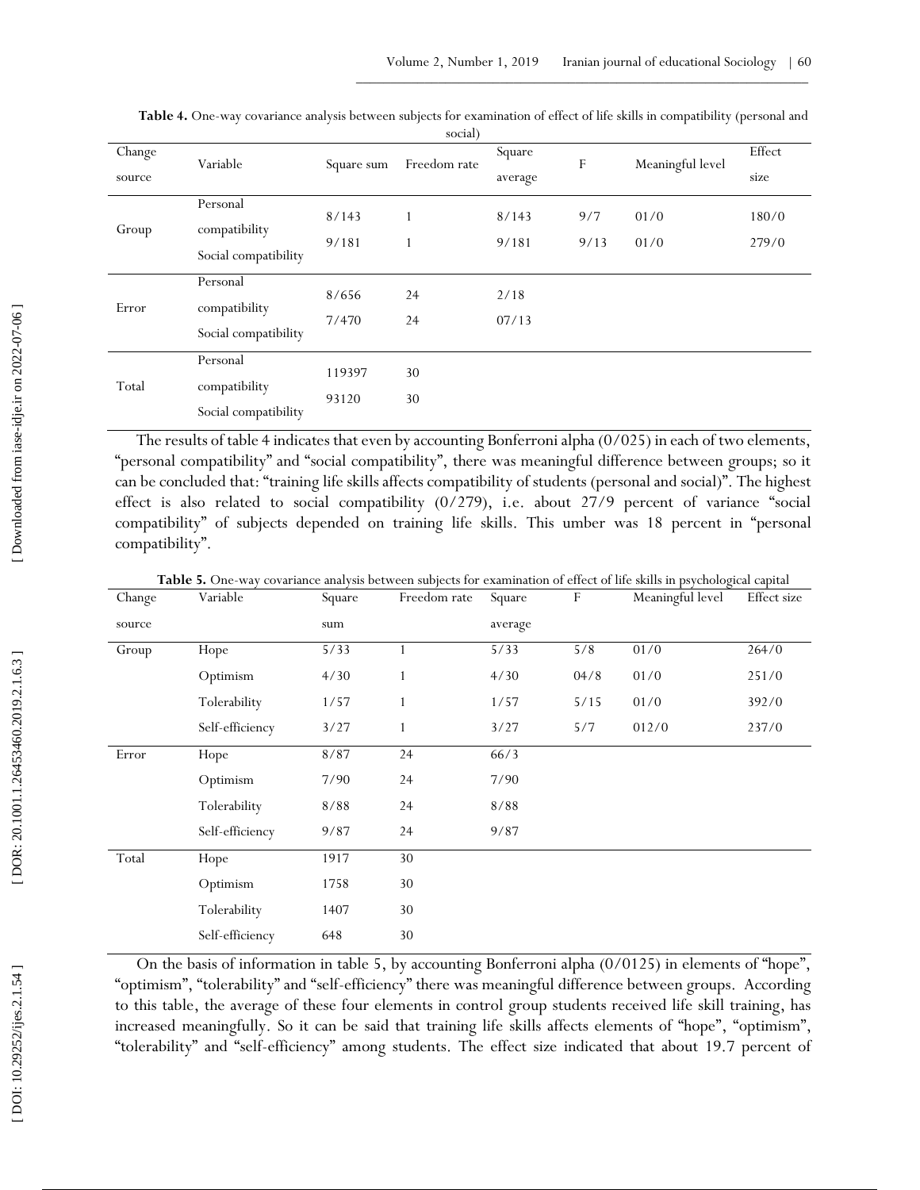**Table 4.** One-way covariance analysis between subjects for examination of effect of life skills in compatibility (personal and social)

| Change source | Variable | Square sum | Freedom rate | Square average | F | Meaningful level | Effect size |
|---|---|---|---|---|---|---|---|
| Group | Personal compatibility | 8/143 | 1 | 8/143 | 9/7 | 01/0 | 180/0 |
| | Social compatibility | 9/181 | 1 | 9/181 | 9/13 | 01/0 | 279/0 |
| Error | Personal compatibility | 8/656 | 24 | 2/18 | | | |
| | Social compatibility | 7/470 | 24 | 07/13 | | | |
| Total | Personal compatibility | 119397 | 30 | | | | |
| | Social compatibility | 93120 | 30 | | | | |

The results of table 4 indicates that even by accounting Bonferroni alpha (0/025) in each of two elements, "personal compatibility" and "social compatibility", there was meaningful difference between groups; so it can be concluded that: "training life skills affects compatibility of students (personal and social)". The highest effect is also related to social compatibility (0/279), i.e. about 27/9 percent of variance "social compatibility" of subjects depended on training life skills. This umber was 18 percent in "personal compatibility".

**Table 5.** One-way covariance analysis between subjects for examination of effect of life skills in psychological capital

| Change source | Variable | Square sum | Freedom rate | Square average | F | Meaningful level | Effect size |
|---|---|---|---|---|---|---|---|
| Group | Hope | 5/33 | 1 | 5/33 | 5/8 | 01/0 | 264/0 |
| | Optimism | 4/30 | 1 | 4/30 | 04/8 | 01/0 | 251/0 |
| | Tolerability | 1/57 | 1 | 1/57 | 5/15 | 01/0 | 392/0 |
| | Self-efficiency | 3/27 | 1 | 3/27 | 5/7 | 012/0 | 237/0 |
| Error | Hope | 8/87 | 24 | 66/3 | | | |
| | Optimism | 7/90 | 24 | 7/90 | | | |
| | Tolerability | 8/88 | 24 | 8/88 | | | |
| | Self-efficiency | 9/87 | 24 | 9/87 | | | |
| Total | Hope | 1917 | 30 | | | | |
| | Optimism | 1758 | 30 | | | | |
| | Tolerability | 1407 | 30 | | | | |
| | Self-efficiency | 648 | 30 | | | | |

On the basis of information in table 5, by accounting Bonferroni alpha (0/0125) in elements of "hope", "optimism", "tolerability" and "self-efficiency" there was meaningful difference between groups. According to this table, the average of these four elements in control group students received life skill training, has increased meaningfully. So it can be said that training life skills affects elements of "hope", "optimism", "tolerability" and "self-efficiency" among students. The effect size indicated that about 19.7 percent of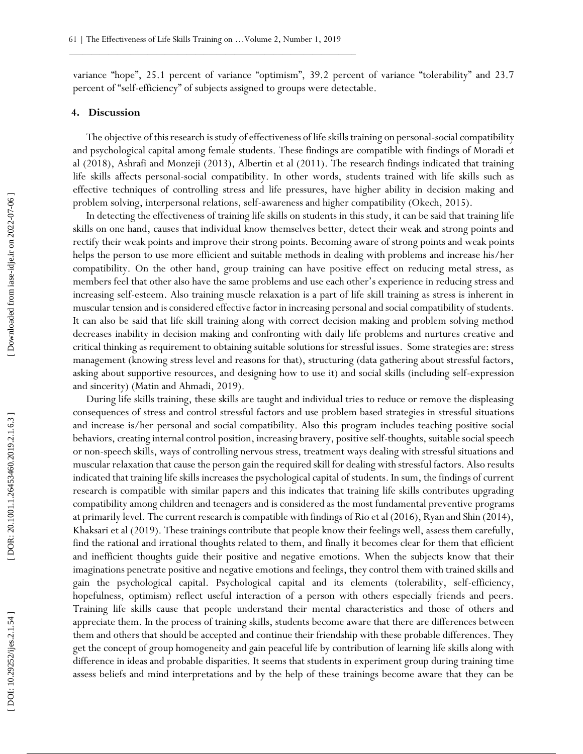variance "hope", 25.1 percent of variance "optimism", 39.2 percent of variance "tolerability" and 23.7 percent of "self-efficiency" of subjects assigned to groups were detectable.

## 4. Discussion

The objective of this research is study of effectiveness of life skills training on personal-social compatibility and psychological capital among female students. These findings are compatible with findings of Moradi et al (2018), Ashrafi and Monzeji (2013), Albertin et al (2011). The research findings indicated that training life skills affects personal-social compatibility. In other words, students trained with life skills such as effective techniques of controlling stress and life pressures, have higher ability in decision making and problem solving, interpersonal relations, self-awareness and higher compatibility (Okech, 2015).

In detecting the effectiveness of training life skills on students in this study, it can be said that training life skills on one hand, causes that individual know themselves better, detect their weak and strong points and rectify their weak points and improve their strong points. Becoming aware of strong points and weak points helps the person to use more efficient and suitable methods in dealing with problems and increase his/her compatibility. On the other hand, group training can have positive effect on reducing metal stress, as members feel that other also have the same problems and use each other's experience in reducing stress and increasing self-esteem. Also training muscle relaxation is a part of life skill training as stress is inherent in muscular tension and is considered effective factor in increasing personal and social compatibility of students. It can also be said that life skill training along with correct decision making and problem solving method decreases inability in decision making and confronting with daily life problems and nurtures creative and critical thinking as requirement to obtaining suitable solutions for stressful issues. Some strategies are: stress management (knowing stress level and reasons for that), structuring (data gathering about stressful factors, asking about supportive resources, and designing how to use it) and social skills (including self-expression and sincerity) (Matin and Ahmadi, 2019).

During life skills training, these skills are taught and individual tries to reduce or remove the displeasing consequences of stress and control stressful factors and use problem based strategies in stressful situations and increase is/her personal and social compatibility. Also this program includes teaching positive social behaviors, creating internal control position, increasing bravery, positive self-thoughts, suitable social speech or non-speech skills, ways of controlling nervous stress, treatment ways dealing with stressful situations and muscular relaxation that cause the person gain the required skill for dealing with stressful factors. Also results indicated that training life skills increases the psychological capital of students. In sum, the findings of current research is compatible with similar papers and this indicates that training life skills contributes upgrading compatibility among children and teenagers and is considered as the most fundamental preventive programs at primarily level. The current research is compatible with findings of Rio et al (2016), Ryan and Shin (2014), Khaksari et al (2019). These trainings contribute that people know their feelings well, assess them carefully, find the rational and irrational thoughts related to them, and finally it becomes clear for them that efficient and inefficient thoughts guide their positive and negative emotions. When the subjects know that their imaginations penetrate positive and negative emotions and feelings, they control them with trained skills and gain the psychological capital. Psychological capital and its elements (tolerability, self-efficiency, hopefulness, optimism) reflect useful interaction of a person with others especially friends and peers. Training life skills cause that people understand their mental characteristics and those of others and appreciate them. In the process of training skills, students become aware that there are differences between them and others that should be accepted and continue their friendship with these probable differences. They get the concept of group homogeneity and gain peaceful life by contribution of learning life skills along with difference in ideas and probable disparities. It seems that students in experiment group during training time assess beliefs and mind interpretations and by the help of these trainings become aware that they can be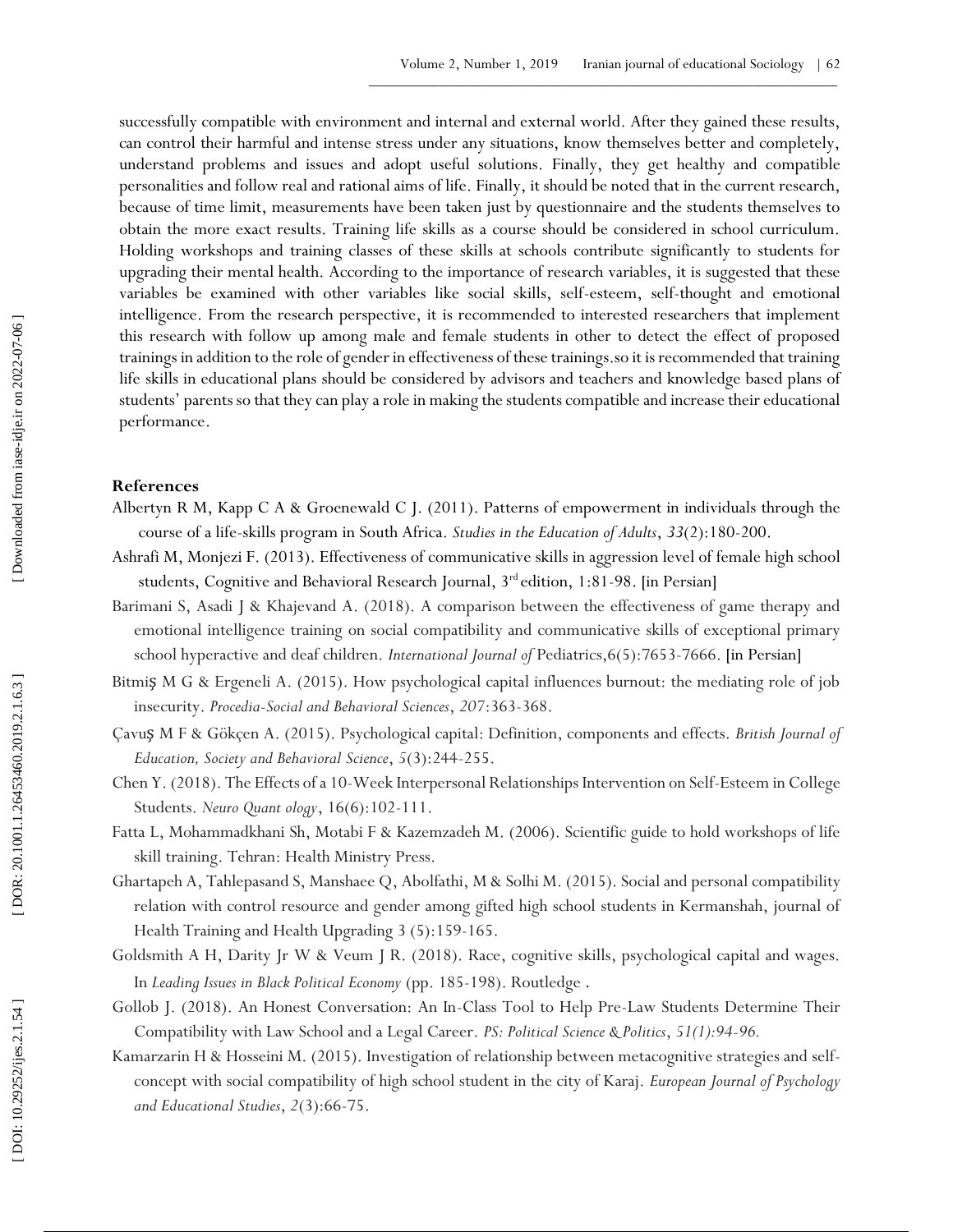successfully compatible with environment and internal and external world. After they gained these results, can control their harmful and intense stress under any situations, know themselves better and completely, understand problems and issues and adopt useful solutions. Finally, they get healthy and compatible personalities and follow real and rational aims of life. Finally, it should be noted that in the current research, because of time limit, measurements have been taken just by questionnaire and the students themselves to obtain the more exact results. Training life skills as a course should be considered in school curriculum. Holding workshops and training classes of these skills at schools contribute significantly to students for upgrading their mental health. According to the importance of research variables, it is suggested that these variables be examined with other variables like social skills, self-esteem, self-thought and emotional intelligence. From the research perspective, it is recommended to interested researchers that implement this research with follow up among male and female students in other to detect the effect of proposed trainings in addition to the role of gender in effectiveness of these trainings.so it is recommended that training life skills in educational plans should be considered by advisors and teachers and knowledge based plans of students' parents so that they can play a role in making the students compatible and increase their educational performance.

## References

Albertyn R M, Kapp C A & Groenewald C J. (2011). Patterns of empowerment in individuals through the course of a life-skills program in South Africa. *Studies in the Education of Adults*, *33*(2):180-200.

Ashrafi M, Monjezi F. (2013). Effectiveness of communicative skills in aggression level of female high school students, Cognitive and Behavioral Research Journal, 3rd edition, 1:81-98. [in Persian]

Barimani S, Asadi J & Khajevand A. (2018). A comparison between the effectiveness of game therapy and emotional intelligence training on social compatibility and communicative skills of exceptional primary school hyperactive and deaf children. *International Journal of* Pediatrics,6(5):7653-7666. [in Persian]

Bitmiş M G & Ergeneli A. (2015). How psychological capital influences burnout: the mediating role of job insecurity. *Procedia-Social and Behavioral Sciences*, *207*:363-368.

Çavuş M F & Gökçen A. (2015). Psychological capital: Definition, components and effects. *British Journal of Education, Society and Behavioral Science*, *5*(3):244-255.

Chen Y. (2018). The Effects of a 10-Week Interpersonal Relationships Intervention on Self-Esteem in College Students. *Neuro Quant ology*, 16(6):102-111.

Fatta L, Mohammadkhani Sh, Motabi F & Kazemzadeh M. (2006). Scientific guide to hold workshops of life skill training. Tehran: Health Ministry Press.

Ghartapeh A, Tahlepasand S, Manshaee Q, Abolfathi, M & Solhi M. (2015). Social and personal compatibility relation with control resource and gender among gifted high school students in Kermanshah, journal of Health Training and Health Upgrading 3 (5):159-165.

Goldsmith A H, Darity Jr W & Veum J R. (2018). Race, cognitive skills, psychological capital and wages. In *Leading Issues in Black Political Economy* (pp. 185-198). Routledge .

Gollob J. (2018). An Honest Conversation: An In-Class Tool to Help Pre-Law Students Determine Their Compatibility with Law School and a Legal Career. *PS: Political Science & Politics*, *51(1):94-96.*

Kamarzarin H & Hosseini M. (2015). Investigation of relationship between metacognitive strategies and self-concept with social compatibility of high school student in the city of Karaj. *European Journal of Psychology and Educational Studies*, *2*(3):66-75.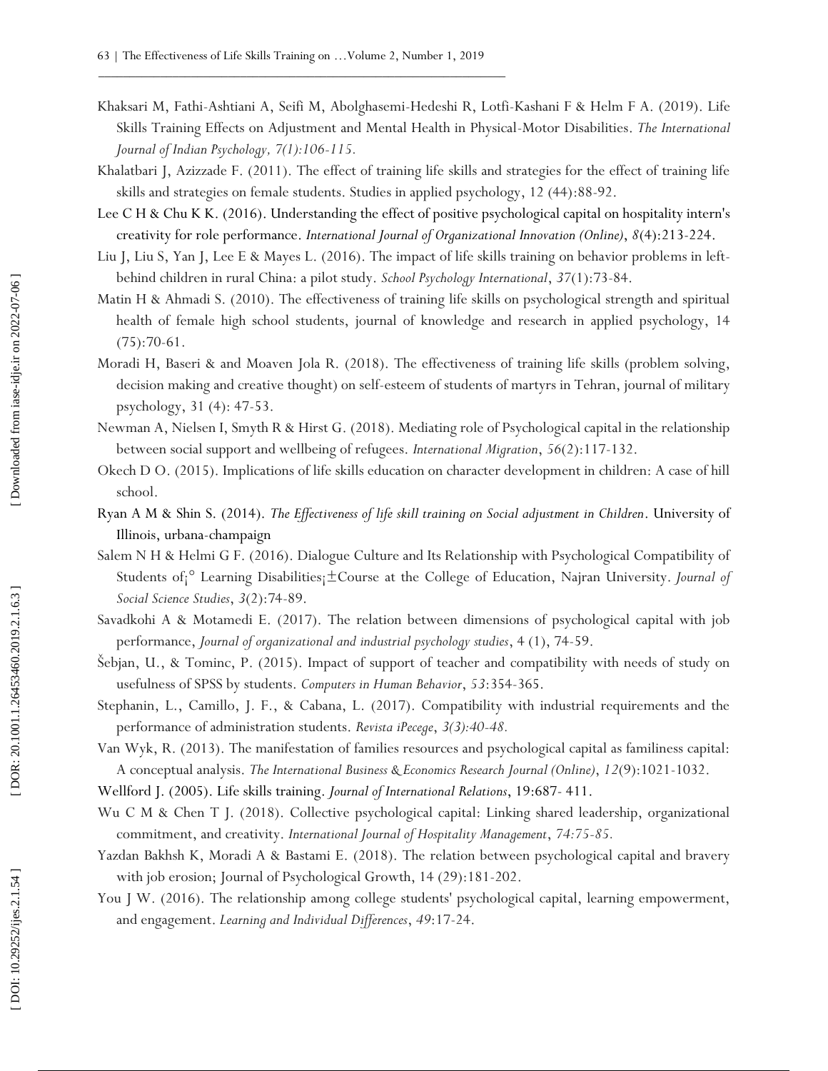Khaksari M, Fathi-Ashtiani A, Seifi M, Abolghasemi-Hedeshi R, Lotfi-Kashani F & Helm F A. (2019). Life Skills Training Effects on Adjustment and Mental Health in Physical-Motor Disabilities. *The International Journal of Indian Psychology, 7(1):106-115.*

Khalatbari J, Azizzade F. (2011). The effect of training life skills and strategies for the effect of training life skills and strategies on female students. Studies in applied psychology, 12 (44):88-92.

Lee C H & Chu K K. (2016). Understanding the effect of positive psychological capital on hospitality intern's creativity for role performance. *International Journal of Organizational Innovation (Online)*, *8*(4):213-224.

Liu J, Liu S, Yan J, Lee E & Mayes L. (2016). The impact of life skills training on behavior problems in left-behind children in rural China: a pilot study. *School Psychology International*, *37*(1):73-84.

Matin H & Ahmadi S. (2010). The effectiveness of training life skills on psychological strength and spiritual health of female high school students, journal of knowledge and research in applied psychology, 14 (75):70-61.

Moradi H, Baseri & and Moaven Jola R. (2018). The effectiveness of training life skills (problem solving, decision making and creative thought) on self-esteem of students of martyrs in Tehran, journal of military psychology, 31 (4): 47-53.

Newman A, Nielsen I, Smyth R & Hirst G. (2018). Mediating role of Psychological capital in the relationship between social support and wellbeing of refugees. *International Migration*, *56*(2):117-132.

Okech D O. (2015). Implications of life skills education on character development in children: A case of hill school.

Ryan A M & Shin S. (2014). *The Effectiveness of life skill training on Social adjustment in Children*. University of Illinois, urbana-champaign

Salem N H & Helmi G F. (2016). Dialogue Culture and Its Relationship with Psychological Compatibility of Students of¡° Learning Disabilities¡±Course at the College of Education, Najran University. *Journal of Social Science Studies*, *3*(2):74-89.

Savadkohi A & Motamedi E. (2017). The relation between dimensions of psychological capital with job performance, *Journal of organizational and industrial psychology studies*, 4 (1), 74-59.

Šebjan, U., & Tominc, P. (2015). Impact of support of teacher and compatibility with needs of study on usefulness of SPSS by students. *Computers in Human Behavior*, *53*:354-365.

Stephanin, L., Camillo, J. F., & Cabana, L. (2017). Compatibility with industrial requirements and the performance of administration students. *Revista iPecege*, *3(3):40-48.*

Van Wyk, R. (2013). The manifestation of families resources and psychological capital as familiness capital: A conceptual analysis. *The International Business & Economics Research Journal (Online)*, *12*(9):1021-1032.

Wellford J. (2005). Life skills training. *Journal of International Relations*, 19:687- 411.

Wu C M & Chen T J. (2018). Collective psychological capital: Linking shared leadership, organizational commitment, and creativity. *International Journal of Hospitality Management*, *74:75-85.*

Yazdan Bakhsh K, Moradi A & Bastami E. (2018). The relation between psychological capital and bravery with job erosion; Journal of Psychological Growth, 14 (29):181-202.

You J W. (2016). The relationship among college students' psychological capital, learning empowerment, and engagement. *Learning and Individual Differences*, *49*:17-24.